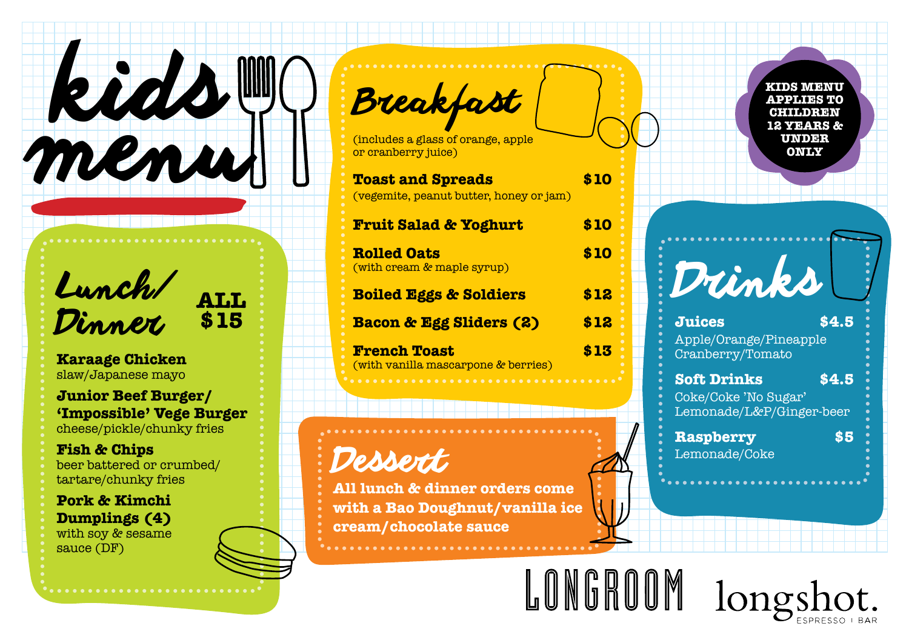# kids menu

**KIDS MENU APPLIES TO CHILDREN 12 YEARS & UNDER ONLY**

## Lunch/ Dinner

**ALL $15**

**Karaage Chicken**
slaw/Japanese mayo

**Junior Beef Burger/ 'Impossible' Vege Burger**
cheese/pickle/chunky fries

**Fish & Chips**
beer battered or crumbed/ tartare/chunky fries

**Pork & Kimchi Dumplings (4)**
with soy & sesame sauce (DF)

## Breakfast

(includes a glass of orange, apple or cranberry juice)

**Toast and Spreads** — **$10**
(vegemite, peanut butter, honey or jam)

**Fruit Salad & Yoghurt** — **$10**

**Rolled Oats** — **$10**
(with cream & maple syrup)

**Boiled Eggs & Soldiers** — **$12**

**Bacon & Egg Sliders (2)** — **$12**

**French Toast** — **$13**
(with vanilla mascarpone & berries)

## Dessert

**All lunch & dinner orders come with a Bao Doughnut/vanilla ice cream/chocolate sauce**

## Drinks

**Juices** — **$4.5**
Apple/Orange/Pineapple
Cranberry/Tomato

**Soft Drinks** — **$4.5**
Coke/Coke 'No Sugar'
Lemonade/L&P/Ginger-beer

**Raspberry** — **$5**
Lemonade/Coke

LONGROOM

longshot. ESPRESSO | BAR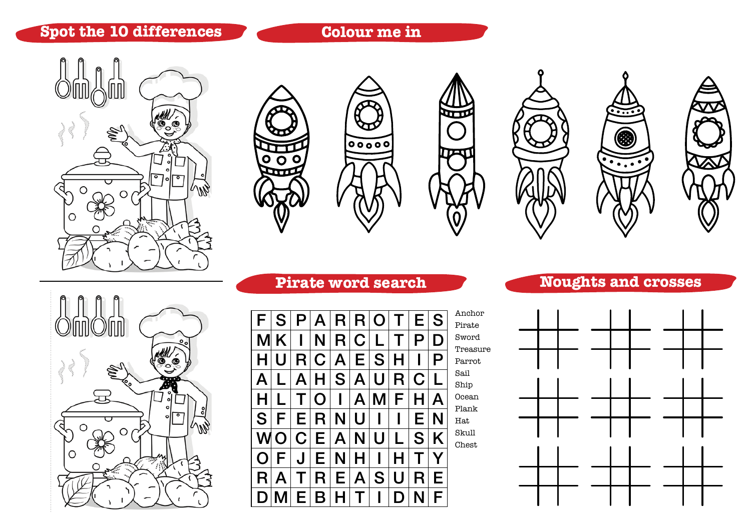## Spot the 10 differences

## Colour me in

## Pirate word search

| | | | | | | | | | |
|---|---|---|---|---|---|---|---|---|---|
| F | S | P | A | R | R | O | T | E | S |
| M | K | I | N | R | C | L | T | P | D |
| H | U | R | C | A | E | S | H | I | P |
| A | L | A | H | S | A | U | R | C | L |
| H | L | T | O | I | A | M | F | H | A |
| S | F | E | R | N | U | I | I | E | N |
| W | O | C | E | A | N | U | L | S | K |
| O | F | J | E | N | H | I | H | T | Y |
| R | A | T | R | E | A | S | U | R | E |
| D | M | E | B | H | T | I | D | N | F |

Anchor
Pirate
Sword
Treasure
Parrot
Sail
Ship
Ocean
Plank
Hat
Skull
Chest

## Noughts and crosses